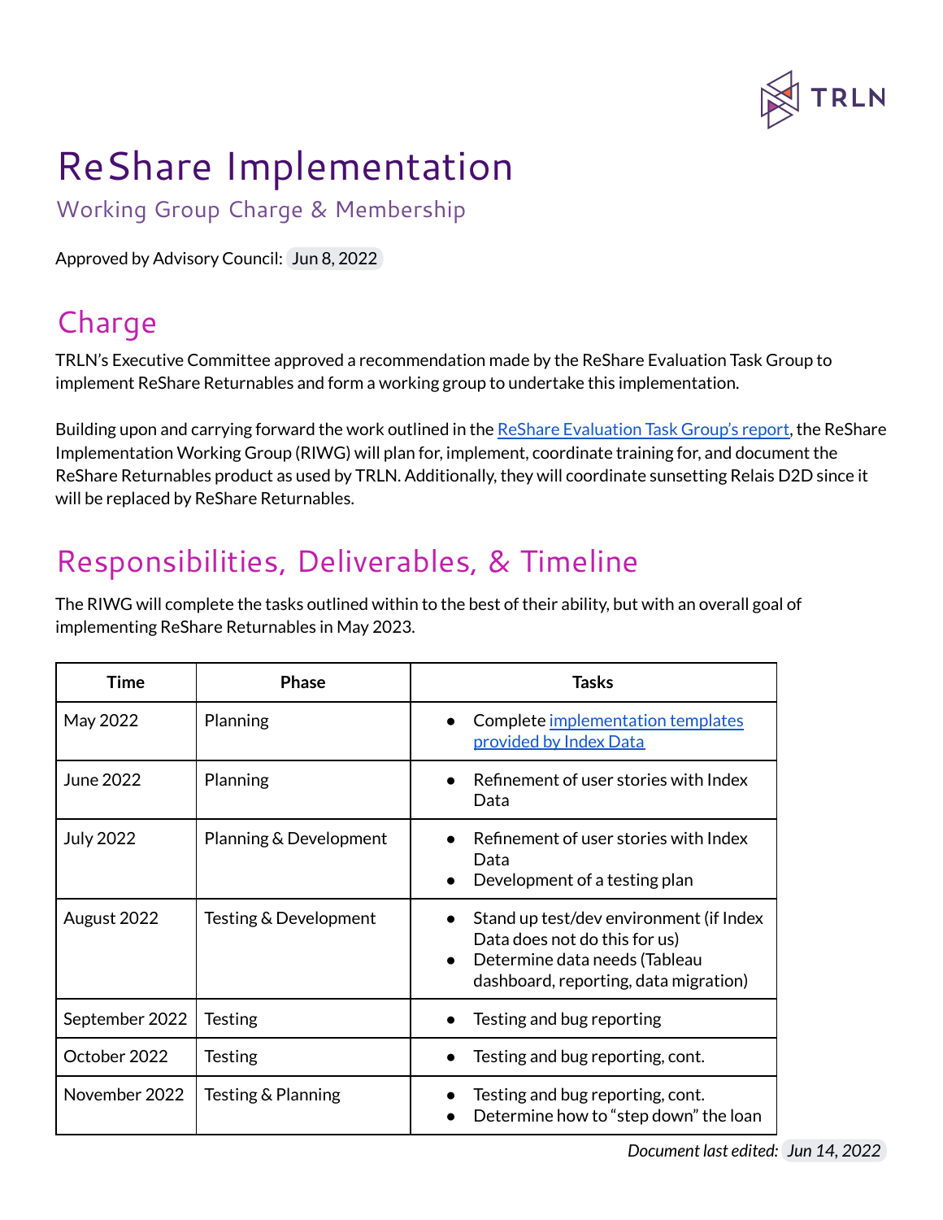# ReShare Implementation

## Working Group Charge & Membership

Approved by Advisory Council: Jun 8, 2022

## Charge

TRLN's Executive Committee approved a recommendation made by the ReShare Evaluation Task Group to implement ReShare Returnables and form a working group to undertake this implementation.

Building upon and carrying forward the work outlined in the ReShare Evaluation Task Group's report, the ReShare Implementation Working Group (RIWG) will plan for, implement, coordinate training for, and document the ReShare Returnables product as used by TRLN. Additionally, they will coordinate sunsetting Relais D2D since it will be replaced by ReShare Returnables.

## Responsibilities, Deliverables, & Timeline

The RIWG will complete the tasks outlined within to the best of their ability, but with an overall goal of implementing ReShare Returnables in May 2023.

| Time | Phase | Tasks |
|---|---|---|
| May 2022 | Planning | • Complete implementation templates provided by Index Data |
| June 2022 | Planning | • Refinement of user stories with Index Data |
| July 2022 | Planning & Development | • Refinement of user stories with Index Data<br>• Development of a testing plan |
| August 2022 | Testing & Development | • Stand up test/dev environment (if Index Data does not do this for us)<br>• Determine data needs (Tableau dashboard, reporting, data migration) |
| September 2022 | Testing | • Testing and bug reporting |
| October 2022 | Testing | • Testing and bug reporting, cont. |
| November 2022 | Testing & Planning | • Testing and bug reporting, cont.<br>• Determine how to "step down" the loan |

*Document last edited: Jun 14, 2022*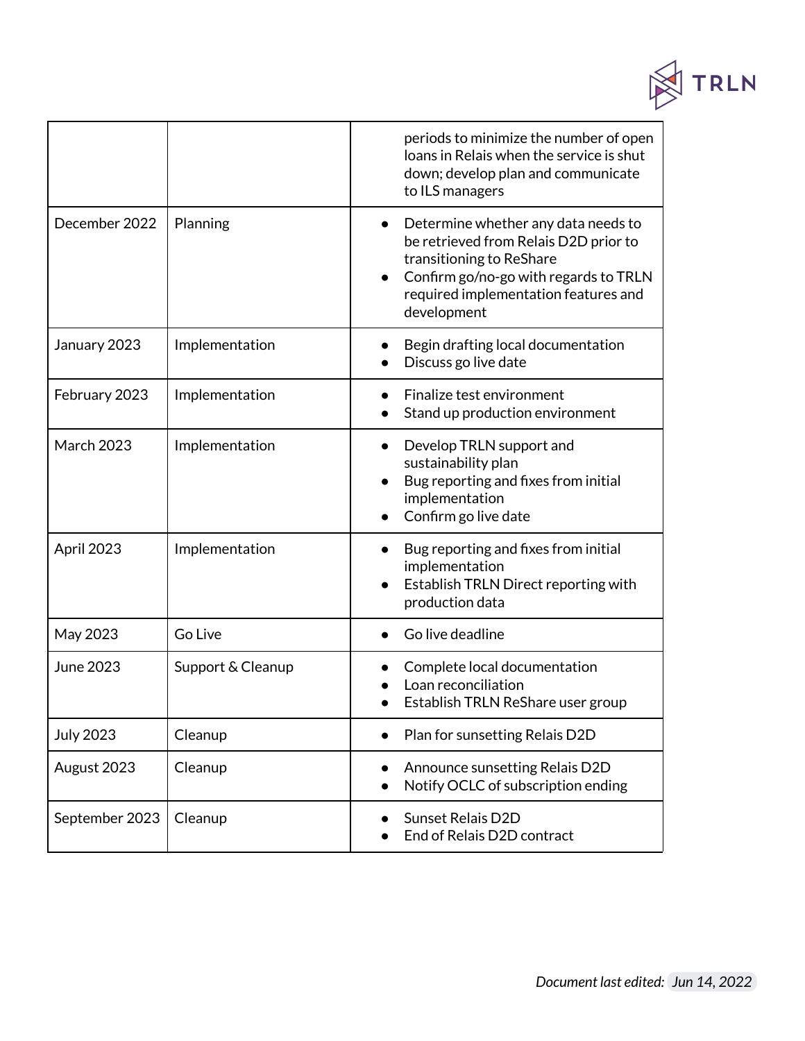| | | |
|---|---|---|
| | | periods to minimize the number of open loans in Relais when the service is shut down; develop plan and communicate to ILS managers |
| December 2022 | Planning | • Determine whether any data needs to be retrieved from Relais D2D prior to transitioning to ReShare<br>• Confirm go/no-go with regards to TRLN required implementation features and development |
| January 2023 | Implementation | • Begin drafting local documentation<br>• Discuss go live date |
| February 2023 | Implementation | • Finalize test environment<br>• Stand up production environment |
| March 2023 | Implementation | • Develop TRLN support and sustainability plan<br>• Bug reporting and fixes from initial implementation<br>• Confirm go live date |
| April 2023 | Implementation | • Bug reporting and fixes from initial implementation<br>• Establish TRLN Direct reporting with production data |
| May 2023 | Go Live | • Go live deadline |
| June 2023 | Support & Cleanup | • Complete local documentation<br>• Loan reconciliation<br>• Establish TRLN ReShare user group |
| July 2023 | Cleanup | • Plan for sunsetting Relais D2D |
| August 2023 | Cleanup | • Announce sunsetting Relais D2D<br>• Notify OCLC of subscription ending |
| September 2023 | Cleanup | • Sunset Relais D2D<br>• End of Relais D2D contract |

*Document last edited:* Jun 14, 2022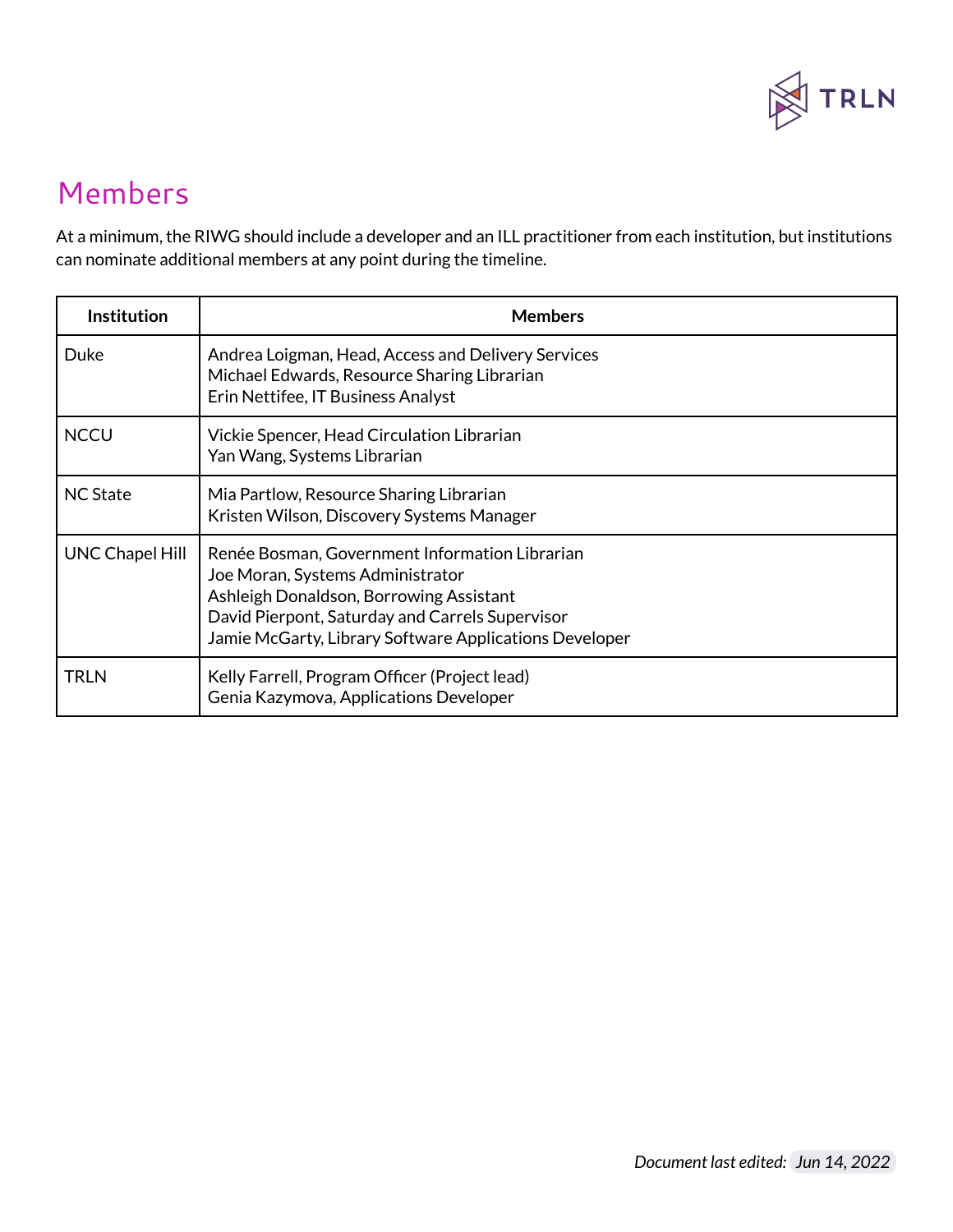## Members

At a minimum, the RIWG should include a developer and an ILL practitioner from each institution, but institutions can nominate additional members at any point during the timeline.

| Institution | Members |
|---|---|
| Duke | Andrea Loigman, Head, Access and Delivery Services<br>Michael Edwards, Resource Sharing Librarian<br>Erin Nettifee, IT Business Analyst |
| NCCU | Vickie Spencer, Head Circulation Librarian<br>Yan Wang, Systems Librarian |
| NC State | Mia Partlow, Resource Sharing Librarian<br>Kristen Wilson, Discovery Systems Manager |
| UNC Chapel Hill | Renée Bosman, Government Information Librarian<br>Joe Moran, Systems Administrator<br>Ashleigh Donaldson, Borrowing Assistant<br>David Pierpont, Saturday and Carrels Supervisor<br>Jamie McGarty, Library Software Applications Developer |
| TRLN | Kelly Farrell, Program Officer (Project lead)<br>Genia Kazymova, Applications Developer |

*Document last edited:* *Jun 14, 2022*